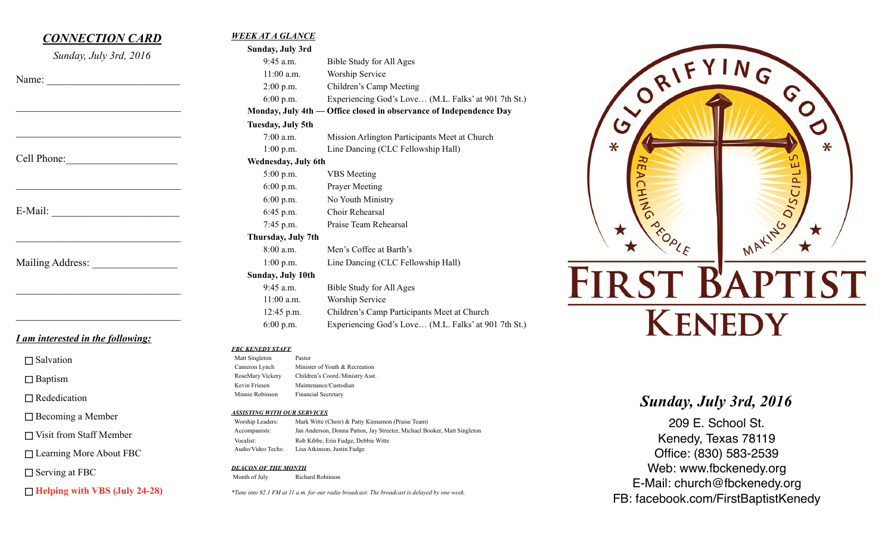## *CONNECTION CARD*

*Sunday, July 3rd, 2016*

Name: ________________________

________________________________

________________________________

Cell Phone: ____________________

________________________________

E-Mail: ________________________

________________________________

Mailing Address: _______________

________________________________

________________________________

***I am interested in the following:***

- ☐ Salvation
- ☐ Baptism
- ☐ Rededication
- ☐ Becoming a Member
- ☐ Visit from Staff Member
- ☐ Learning More About FBC
- ☐ Serving at FBC
- ☐ **Helping with VBS (July 24-28)**

## *WEEK AT A GLANCE*

**Sunday, July 3rd**

| | |
|---|---|
| 9:45 a.m. | Bible Study for All Ages |
| 11:00 a.m. | Worship Service |
| 2:00 p.m. | Children's Camp Meeting |
| 6:00 p.m. | Experiencing God's Love… (M.L. Falks' at 901 7th St.) |

**Monday, July 4th — Office closed in observance of Independence Day**

**Tuesday, July 5th**

| | |
|---|---|
| 7:00 a.m. | Mission Arlington Participants Meet at Church |
| 1:00 p.m. | Line Dancing (CLC Fellowship Hall) |

**Wednesday, July 6th**

| | |
|---|---|
| 5:00 p.m. | VBS Meeting |
| 6:00 p.m. | Prayer Meeting |
| 6:00 p.m. | No Youth Ministry |
| 6:45 p.m. | Choir Rehearsal |
| 7:45 p.m. | Praise Team Rehearsal |

**Thursday, July 7th**

| | |
|---|---|
| 8:00 a.m. | Men's Coffee at Barth's |
| 1:00 p.m. | Line Dancing (CLC Fellowship Hall) |

**Sunday, July 10th**

| | |
|---|---|
| 9:45 a.m. | Bible Study for All Ages |
| 11:00 a.m. | Worship Service |
| 12:45 p.m. | Children's Camp Participants Meet at Church |
| 6:00 p.m. | Experiencing God's Love… (M.L. Falks' at 901 7th St.) |

### *FBC KENEDY STAFF*

| | |
|---|---|
| Matt Singleton | Pastor |
| Cameron Lynch | Minister of Youth & Recreation |
| RoseMary Vickery | Children's Coord./Ministry Asst. |
| Kevin Friesen | Maintenance/Custodian |
| Minnie Robinson | Financial Secretary |

### *ASSISTING WITH OUR SERVICES*

| | |
|---|---|
| Worship Leaders: | Mark Witte (Choir) & Patty Kinnamon (Praise Team) |
| Accompanists: | Jan Anderson, Donna Patton, Jay Streeter, Michael Booker, Matt Singleton |
| Vocalist: | Rob Kibbe, Erin Fudge, Debbie Witte |
| Audio/Video Techs: | Lisa Atkinson, Justin Fudge |

### *DEACON OF THE MONTH*

| | |
|---|---|
| Month of July | Richard Robinson |

*\*Tune into 92.1 FM at 11 a.m. for our radio broadcast. The broadcast is delayed by one week.*

GLORIFYING GOD

REACHING PEOPLE MAKING DISCIPLES

# FIRST BAPTIST KENEDY

## *Sunday, July 3rd, 2016*

209 E. School St.
Kenedy, Texas 78119
Office: (830) 583-2539
Web: www.fbckenedy.org
E-Mail: church@fbckenedy.org
FB: facebook.com/FirstBaptistKenedy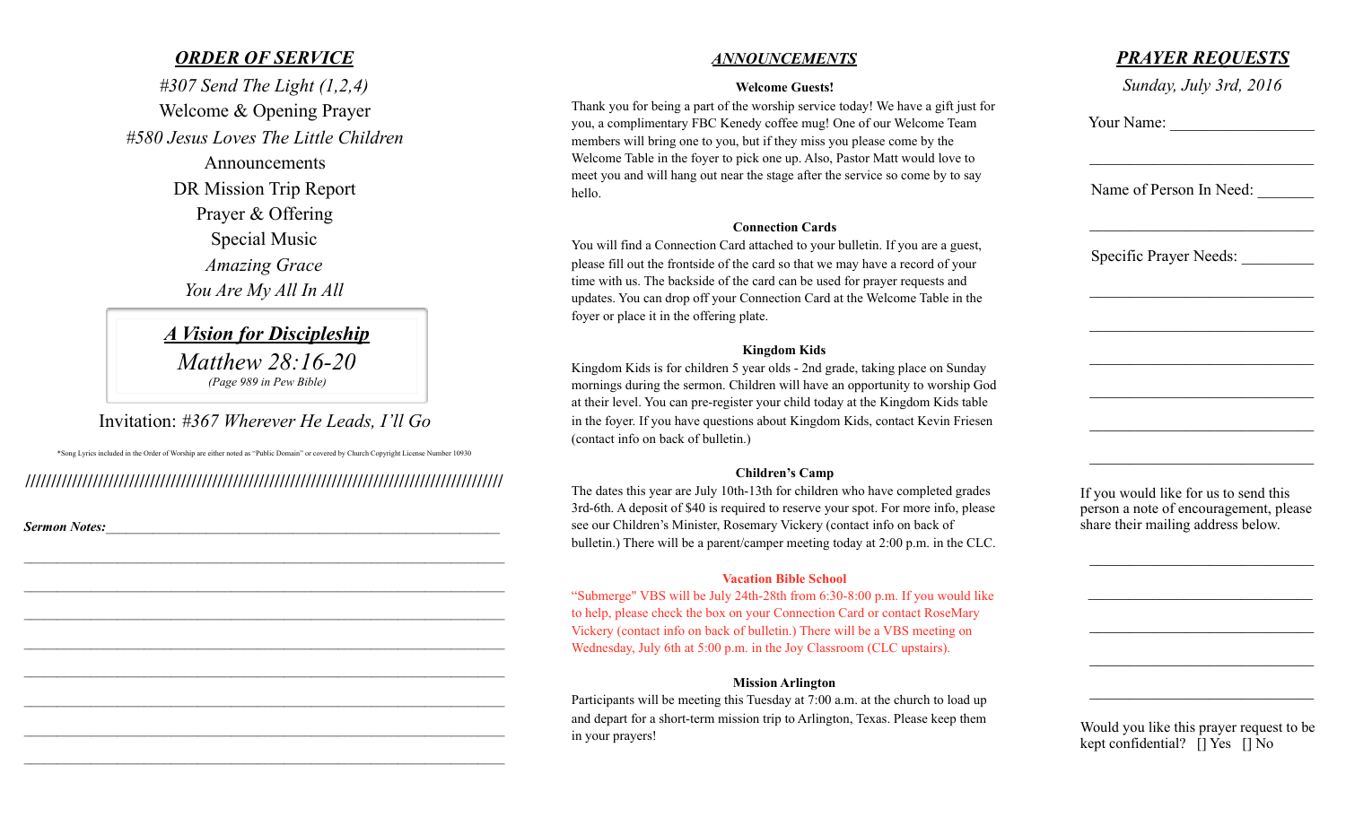## *ORDER OF SERVICE*

*#307 Send The Light (1,2,4)*

Welcome & Opening Prayer

*#580 Jesus Loves The Little Children*

Announcements

DR Mission Trip Report

Prayer & Offering

Special Music

*Amazing Grace*

*You Are My All In All*

### *A Vision for Discipleship*

*Matthew 28:16-20*

*(Page 989 in Pew Bible)*

Invitation: *#367 Wherever He Leads, I'll Go*

*Song Lyrics included in the Order of Worship are either noted as "Public Domain" or covered by Church Copyright License Number 10930

////////////////////////////////////////////////////////////////////////////////////////////

***Sermon Notes:***________________________________________________________

______________________________________________________________

______________________________________________________________

______________________________________________________________

______________________________________________________________

______________________________________________________________

______________________________________________________________

______________________________________________________________

______________________________________________________________

## *ANNOUNCEMENTS*

**Welcome Guests!**

Thank you for being a part of the worship service today! We have a gift just for you, a complimentary FBC Kenedy coffee mug! One of our Welcome Team members will bring one to you, but if they miss you please come by the Welcome Table in the foyer to pick one up. Also, Pastor Matt would love to meet you and will hang out near the stage after the service so come by to say hello.

**Connection Cards**

You will find a Connection Card attached to your bulletin. If you are a guest, please fill out the frontside of the card so that we may have a record of your time with us. The backside of the card can be used for prayer requests and updates. You can drop off your Connection Card at the Welcome Table in the foyer or place it in the offering plate.

**Kingdom Kids**

Kingdom Kids is for children 5 year olds - 2nd grade, taking place on Sunday mornings during the sermon. Children will have an opportunity to worship God at their level. You can pre-register your child today at the Kingdom Kids table in the foyer. If you have questions about Kingdom Kids, contact Kevin Friesen (contact info on back of bulletin.)

**Children's Camp**

The dates this year are July 10th-13th for children who have completed grades 3rd-6th. A deposit of $40 is required to reserve your spot. For more info, please see our Children's Minister, Rosemary Vickery (contact info on back of bulletin.) There will be a parent/camper meeting today at 2:00 p.m. in the CLC.

**Vacation Bible School**

"Submerge" VBS will be July 24th-28th from 6:30-8:00 p.m. If you would like to help, please check the box on your Connection Card or contact RoseMary Vickery (contact info on back of bulletin.) There will be a VBS meeting on Wednesday, July 6th at 5:00 p.m. in the Joy Classroom (CLC upstairs).

**Mission Arlington**

Participants will be meeting this Tuesday at 7:00 a.m. at the church to load up and depart for a short-term mission trip to Arlington, Texas. Please keep them in your prayers!

## *PRAYER REQUESTS*

*Sunday, July 3rd, 2016*

Your Name: ____________________

______________________________

Name of Person In Need: ________

______________________________

Specific Prayer Needs: __________

______________________________

______________________________

______________________________

______________________________

______________________________

______________________________

If you would like for us to send this person a note of encouragement, please share their mailing address below.

______________________________

______________________________

______________________________

______________________________

______________________________

Would you like this prayer request to be kept confidential? [] Yes [] No